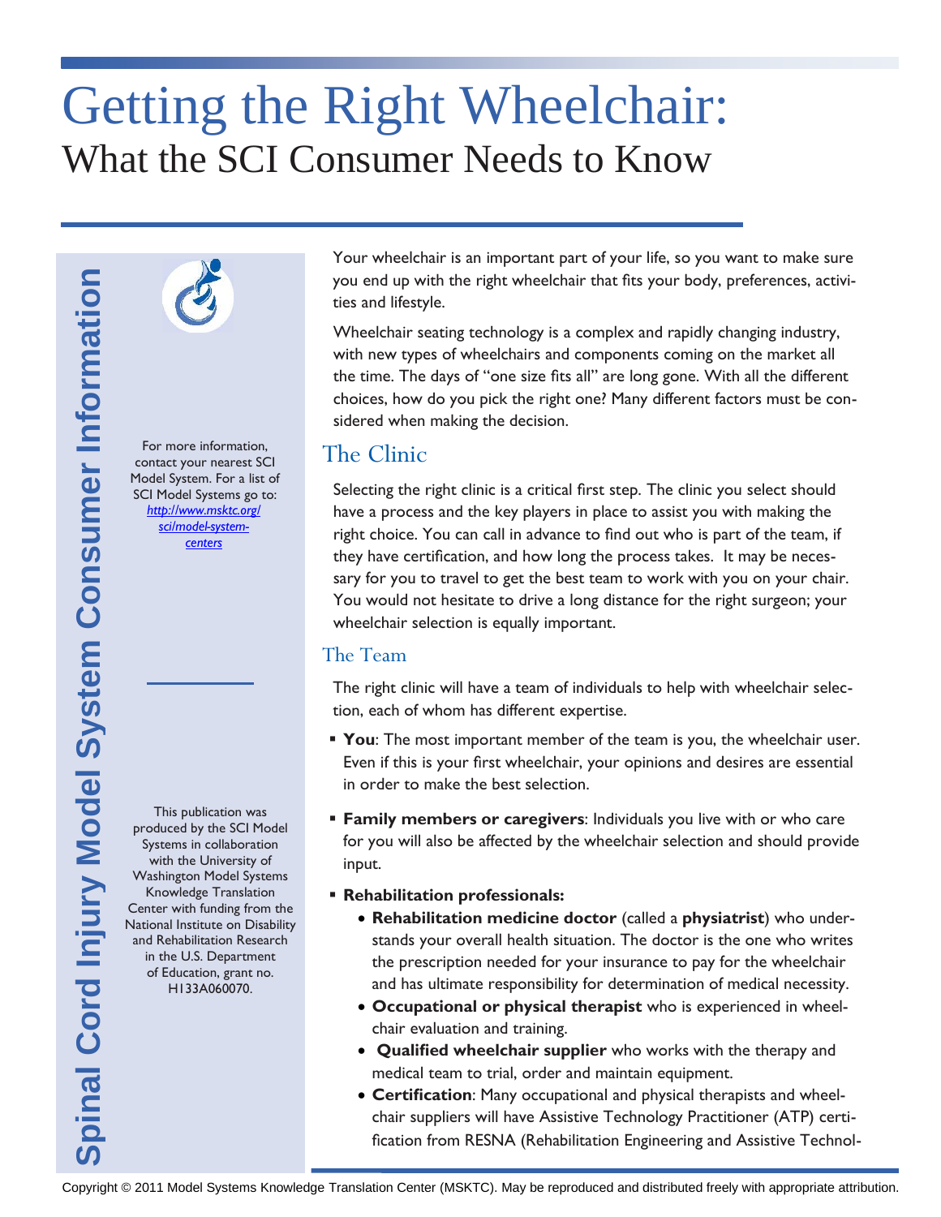# Getting the Right Wheelchair:

## What the SCI Consumer Needs to Know

Spinal Cord Injury Model System Consumer Information

For more information, contact your nearest SCI Model System. For a list of SCI Model Systems go to: http://www.msktc.org/sci/model-system-centers

This publication was produced by the SCI Model Systems in collaboration with the University of Washington Model Systems Knowledge Translation Center with funding from the National Institute on Disability and Rehabilitation Research in the U.S. Department of Education, grant no. H133A060070.

Your wheelchair is an important part of your life, so you want to make sure you end up with the right wheelchair that fits your body, preferences, activities and lifestyle.

Wheelchair seating technology is a complex and rapidly changing industry, with new types of wheelchairs and components coming on the market all the time. The days of "one size fits all" are long gone. With all the different choices, how do you pick the right one? Many different factors must be considered when making the decision.

## The Clinic

Selecting the right clinic is a critical first step. The clinic you select should have a process and the key players in place to assist you with making the right choice. You can call in advance to find out who is part of the team, if they have certification, and how long the process takes. It may be necessary for you to travel to get the best team to work with you on your chair. You would not hesitate to drive a long distance for the right surgeon; your wheelchair selection is equally important.

### The Team

The right clinic will have a team of individuals to help with wheelchair selection, each of whom has different expertise.

- **You**: The most important member of the team is you, the wheelchair user. Even if this is your first wheelchair, your opinions and desires are essential in order to make the best selection.
- **Family members or caregivers**: Individuals you live with or who care for you will also be affected by the wheelchair selection and should provide input.
- **Rehabilitation professionals:**
  - **Rehabilitation medicine doctor** (called a **physiatrist**) who understands your overall health situation. The doctor is the one who writes the prescription needed for your insurance to pay for the wheelchair and has ultimate responsibility for determination of medical necessity.
  - **Occupational or physical therapist** who is experienced in wheelchair evaluation and training.
  - **Qualified wheelchair supplier** who works with the therapy and medical team to trial, order and maintain equipment.
  - **Certification**: Many occupational and physical therapists and wheelchair suppliers will have Assistive Technology Practitioner (ATP) certification from RESNA (Rehabilitation Engineering and Assistive Technol-

Copyright © 2011 Model Systems Knowledge Translation Center (MSKTC). May be reproduced and distributed freely with appropriate attribution.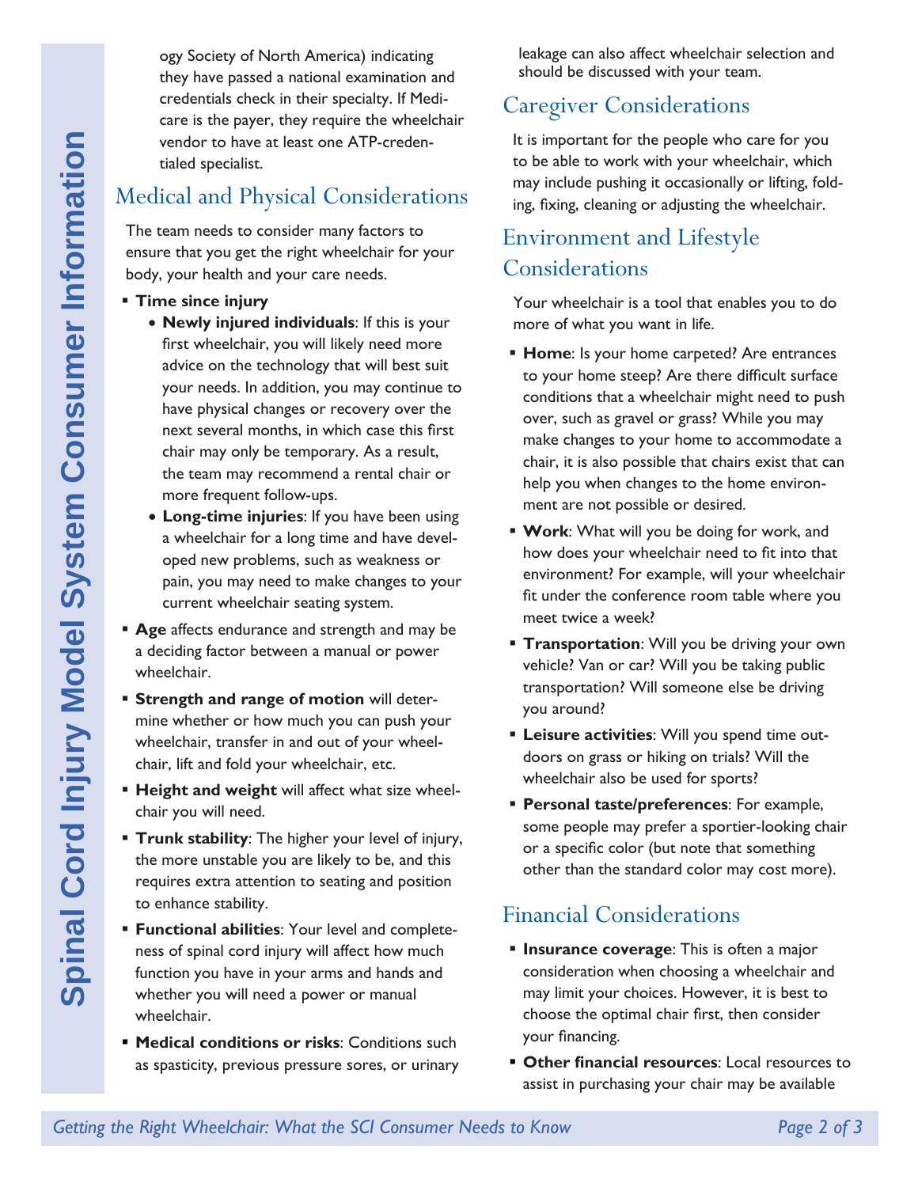ogy Society of North America) indicating they have passed a national examination and credentials check in their specialty. If Medicare is the payer, they require the wheelchair vendor to have at least one ATP-credentialed specialist.

## Medical and Physical Considerations

The team needs to consider many factors to ensure that you get the right wheelchair for your body, your health and your care needs.

- **Time since injury**
  - **Newly injured individuals**: If this is your first wheelchair, you will likely need more advice on the technology that will best suit your needs. In addition, you may continue to have physical changes or recovery over the next several months, in which case this first chair may only be temporary. As a result, the team may recommend a rental chair or more frequent follow-ups.
  - **Long-time injuries**: If you have been using a wheelchair for a long time and have developed new problems, such as weakness or pain, you may need to make changes to your current wheelchair seating system.
- **Age** affects endurance and strength and may be a deciding factor between a manual or power wheelchair.
- **Strength and range of motion** will determine whether or how much you can push your wheelchair, transfer in and out of your wheelchair, lift and fold your wheelchair, etc.
- **Height and weight** will affect what size wheelchair you will need.
- **Trunk stability**: The higher your level of injury, the more unstable you are likely to be, and this requires extra attention to seating and position to enhance stability.
- **Functional abilities**: Your level and completeness of spinal cord injury will affect how much function you have in your arms and hands and whether you will need a power or manual wheelchair.
- **Medical conditions or risks**: Conditions such as spasticity, previous pressure sores, or urinary leakage can also affect wheelchair selection and should be discussed with your team.

## Caregiver Considerations

It is important for the people who care for you to be able to work with your wheelchair, which may include pushing it occasionally or lifting, folding, fixing, cleaning or adjusting the wheelchair.

## Environment and Lifestyle Considerations

Your wheelchair is a tool that enables you to do more of what you want in life.

- **Home**: Is your home carpeted? Are entrances to your home steep? Are there difficult surface conditions that a wheelchair might need to push over, such as gravel or grass? While you may make changes to your home to accommodate a chair, it is also possible that chairs exist that can help you when changes to the home environment are not possible or desired.
- **Work**: What will you be doing for work, and how does your wheelchair need to fit into that environment? For example, will your wheelchair fit under the conference room table where you meet twice a week?
- **Transportation**: Will you be driving your own vehicle? Van or car? Will you be taking public transportation? Will someone else be driving you around?
- **Leisure activities**: Will you spend time outdoors on grass or hiking on trials? Will the wheelchair also be used for sports?
- **Personal taste/preferences**: For example, some people may prefer a sportier-looking chair or a specific color (but note that something other than the standard color may cost more).

## Financial Considerations

- **Insurance coverage**: This is often a major consideration when choosing a wheelchair and may limit your choices. However, it is best to choose the optimal chair first, then consider your financing.
- **Other financial resources**: Local resources to assist in purchasing your chair may be available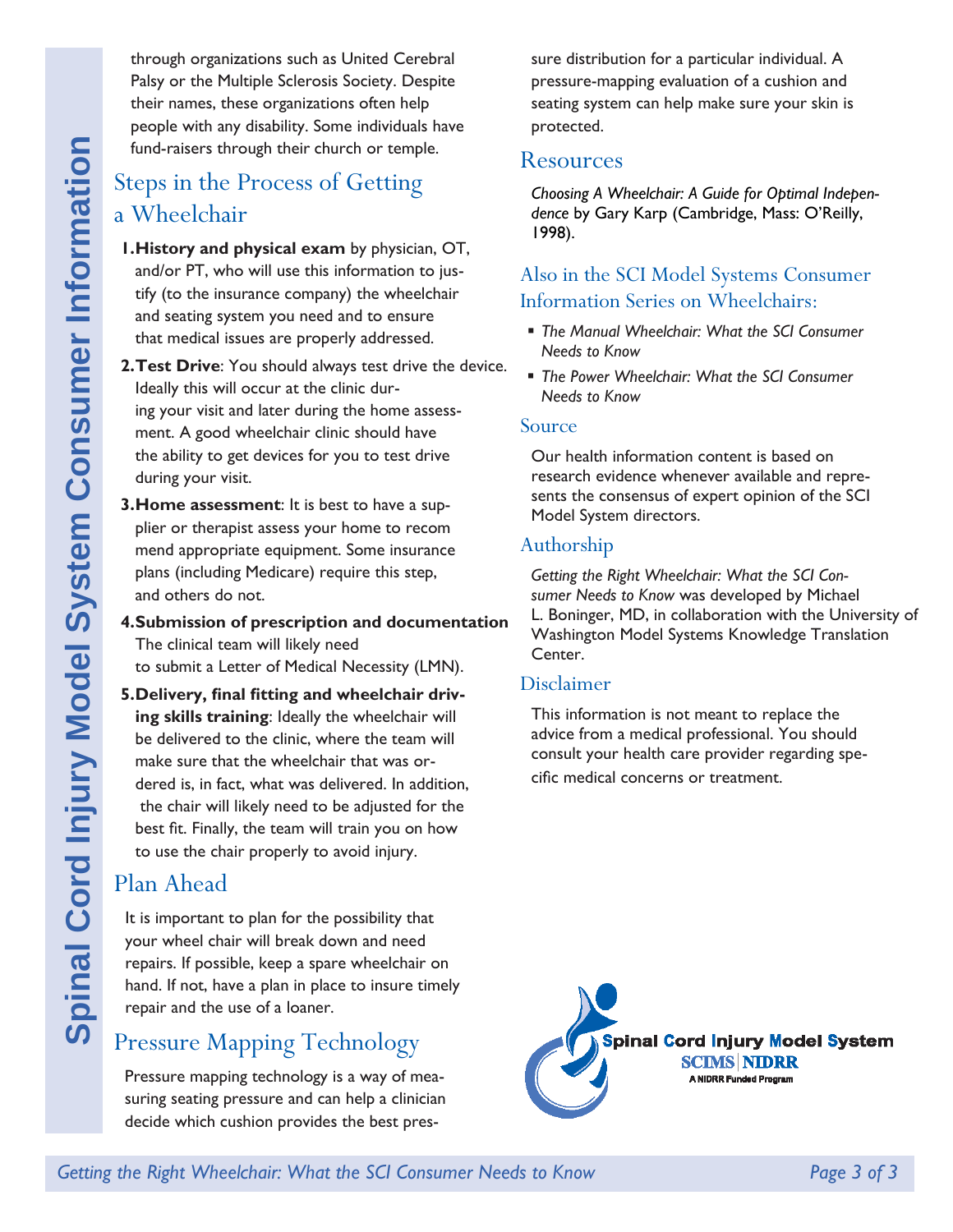through organizations such as United Cerebral Palsy or the Multiple Sclerosis Society. Despite their names, these organizations often help people with any disability. Some individuals have fund-raisers through their church or temple.

## Steps in the Process of Getting a Wheelchair

1. **History and physical exam** by physician, OT, and/or PT, who will use this information to justify (to the insurance company) the wheelchair and seating system you need and to ensure that medical issues are properly addressed.
2. **Test Drive**: You should always test drive the device. Ideally this will occur at the clinic during your visit and later during the home assessment. A good wheelchair clinic should have the ability to get devices for you to test drive during your visit.
3. **Home assessment**: It is best to have a supplier or therapist assess your home to recom mend appropriate equipment. Some insurance plans (including Medicare) require this step, and others do not.
4. **Submission of prescription and documentation** The clinical team will likely need to submit a Letter of Medical Necessity (LMN).
5. **Delivery, final fitting and wheelchair driving skills training**: Ideally the wheelchair will be delivered to the clinic, where the team will make sure that the wheelchair that was ordered is, in fact, what was delivered. In addition, the chair will likely need to be adjusted for the best fit. Finally, the team will train you on how to use the chair properly to avoid injury.

## Plan Ahead

It is important to plan for the possibility that your wheel chair will break down and need repairs. If possible, keep a spare wheelchair on hand. If not, have a plan in place to insure timely repair and the use of a loaner.

## Pressure Mapping Technology

Pressure mapping technology is a way of measuring seating pressure and can help a clinician decide which cushion provides the best pressure distribution for a particular individual. A pressure-mapping evaluation of a cushion and seating system can help make sure your skin is protected.

## Resources

*Choosing A Wheelchair: A Guide for Optimal Independence* by Gary Karp (Cambridge, Mass: O'Reilly, 1998).

## Also in the SCI Model Systems Consumer Information Series on Wheelchairs:

- *The Manual Wheelchair: What the SCI Consumer Needs to Know*
- *The Power Wheelchair: What the SCI Consumer Needs to Know*

## Source

Our health information content is based on research evidence whenever available and represents the consensus of expert opinion of the SCI Model System directors.

## Authorship

*Getting the Right Wheelchair: What the SCI Consumer Needs to Know* was developed by Michael L. Boninger, MD, in collaboration with the University of Washington Model Systems Knowledge Translation Center.

## Disclaimer

This information is not meant to replace the advice from a medical professional. You should consult your health care provider regarding specific medical concerns or treatment.

Spinal Cord Injury Model System
SCIMS | NIDRR
A NIDRR Funded Program